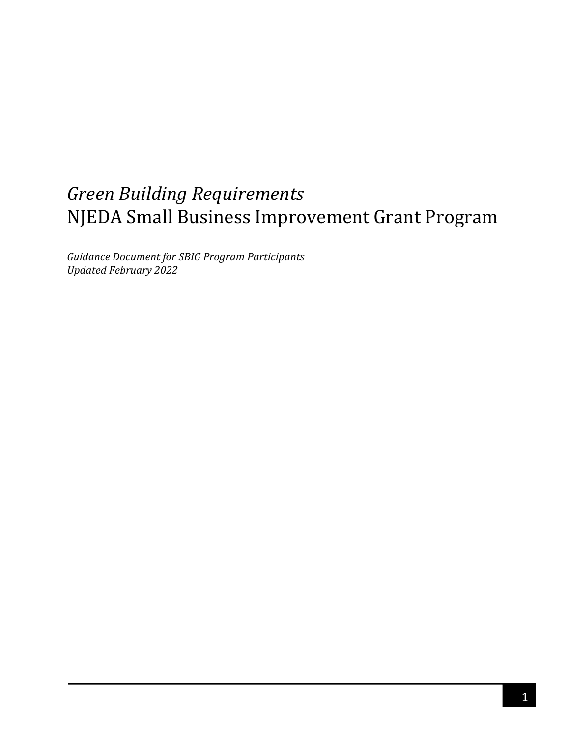# *Green Building Requirements*
# NJEDA Small Business Improvement Grant Program

*Guidance Document for SBIG Program Participants*
*Updated February 2022*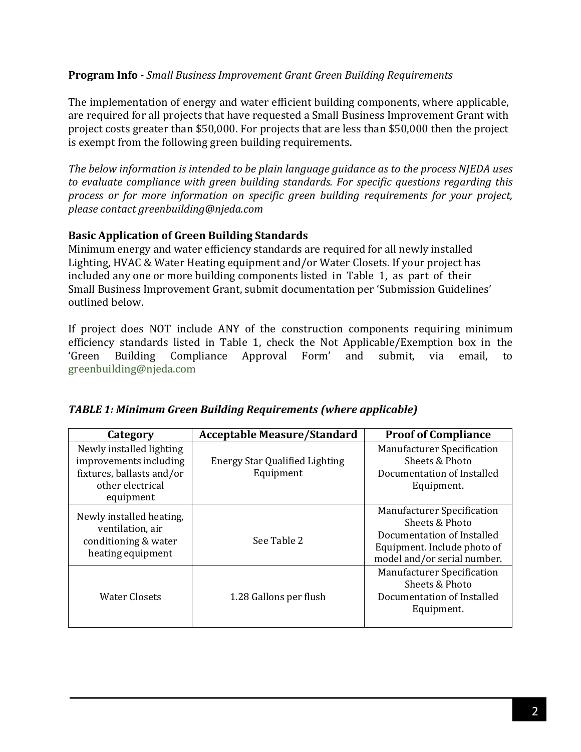**Program Info -** *Small Business Improvement Grant Green Building Requirements*

The implementation of energy and water efficient building components, where applicable, are required for all projects that have requested a Small Business Improvement Grant with project costs greater than $50,000. For projects that are less than $50,000 then the project is exempt from the following green building requirements.

*The below information is intended to be plain language guidance as to the process NJEDA uses to evaluate compliance with green building standards. For specific questions regarding this process or for more information on specific green building requirements for your project, please contact greenbuilding@njeda.com*

**Basic Application of Green Building Standards**

Minimum energy and water efficiency standards are required for all newly installed Lighting, HVAC & Water Heating equipment and/or Water Closets. If your project has included any one or more building components listed in Table 1, as part of their Small Business Improvement Grant, submit documentation per 'Submission Guidelines' outlined below.

If project does NOT include ANY of the construction components requiring minimum efficiency standards listed in Table 1, check the Not Applicable/Exemption box in the 'Green Building Compliance Approval Form' and submit, via email, to greenbuilding@njeda.com

***TABLE 1: Minimum Green Building Requirements (where applicable)***

| Category | Acceptable Measure/Standard | Proof of Compliance |
| --- | --- | --- |
| Newly installed lighting improvements including fixtures, ballasts and/or other electrical equipment | Energy Star Qualified Lighting Equipment | Manufacturer Specification Sheets & Photo Documentation of Installed Equipment. |
| Newly installed heating, ventilation, air conditioning & water heating equipment | See Table 2 | Manufacturer Specification Sheets & Photo Documentation of Installed Equipment. Include photo of model and/or serial number. |
| Water Closets | 1.28 Gallons per flush | Manufacturer Specification Sheets & Photo Documentation of Installed Equipment. |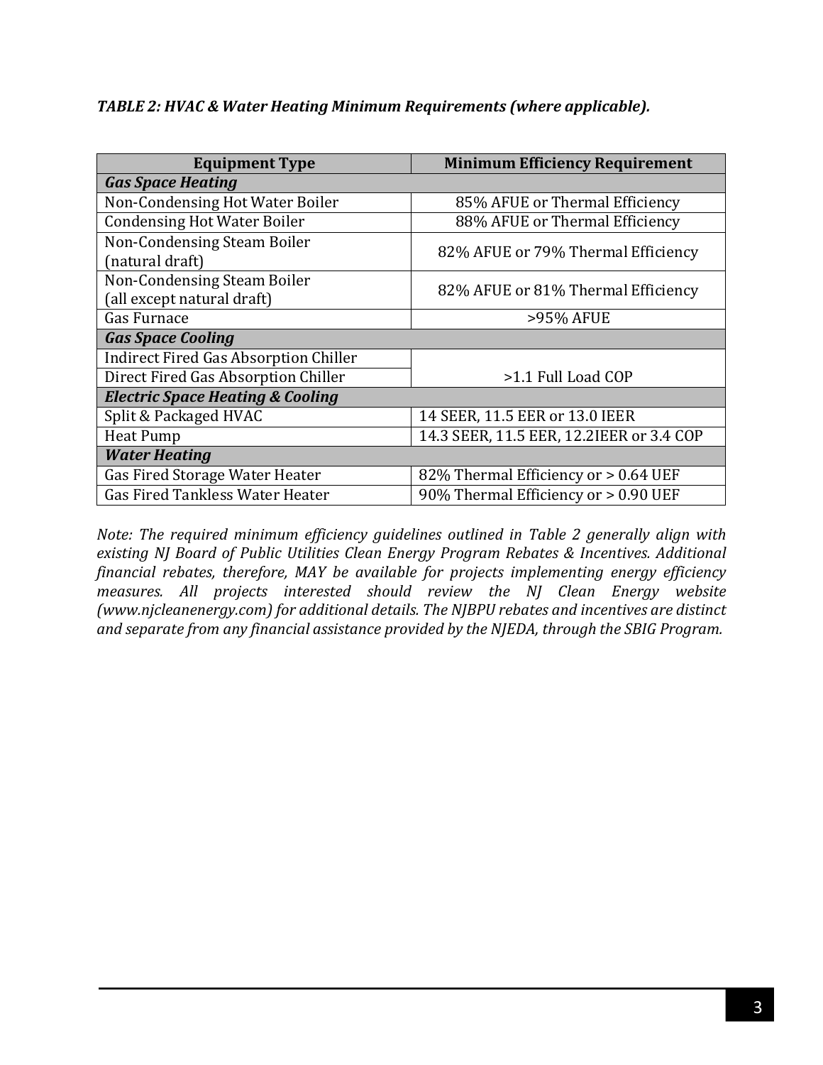*TABLE 2: HVAC & Water Heating Minimum Requirements (where applicable).*

| Equipment Type | Minimum Efficiency Requirement |
|---|---|
| ***Gas Space Heating*** | |
| Non-Condensing Hot Water Boiler | 85% AFUE or Thermal Efficiency |
| Condensing Hot Water Boiler | 88% AFUE or Thermal Efficiency |
| Non-Condensing Steam Boiler (natural draft) | 82% AFUE or 79% Thermal Efficiency |
| Non-Condensing Steam Boiler (all except natural draft) | 82% AFUE or 81% Thermal Efficiency |
| Gas Furnace | >95% AFUE |
| ***Gas Space Cooling*** | |
| Indirect Fired Gas Absorption Chiller | >1.1 Full Load COP |
| Direct Fired Gas Absorption Chiller | >1.1 Full Load COP |
| ***Electric Space Heating & Cooling*** | |
| Split & Packaged HVAC | 14 SEER, 11.5 EER or 13.0 IEER |
| Heat Pump | 14.3 SEER, 11.5 EER, 12.2IEER or 3.4 COP |
| ***Water Heating*** | |
| Gas Fired Storage Water Heater | 82% Thermal Efficiency or > 0.64 UEF |
| Gas Fired Tankless Water Heater | 90% Thermal Efficiency or > 0.90 UEF |

*Note: The required minimum efficiency guidelines outlined in Table 2 generally align with existing NJ Board of Public Utilities Clean Energy Program Rebates & Incentives. Additional financial rebates, therefore, MAY be available for projects implementing energy efficiency measures. All projects interested should review the NJ Clean Energy website (www.njcleanenergy.com) for additional details. The NJBPU rebates and incentives are distinct and separate from any financial assistance provided by the NJEDA, through the SBIG Program.*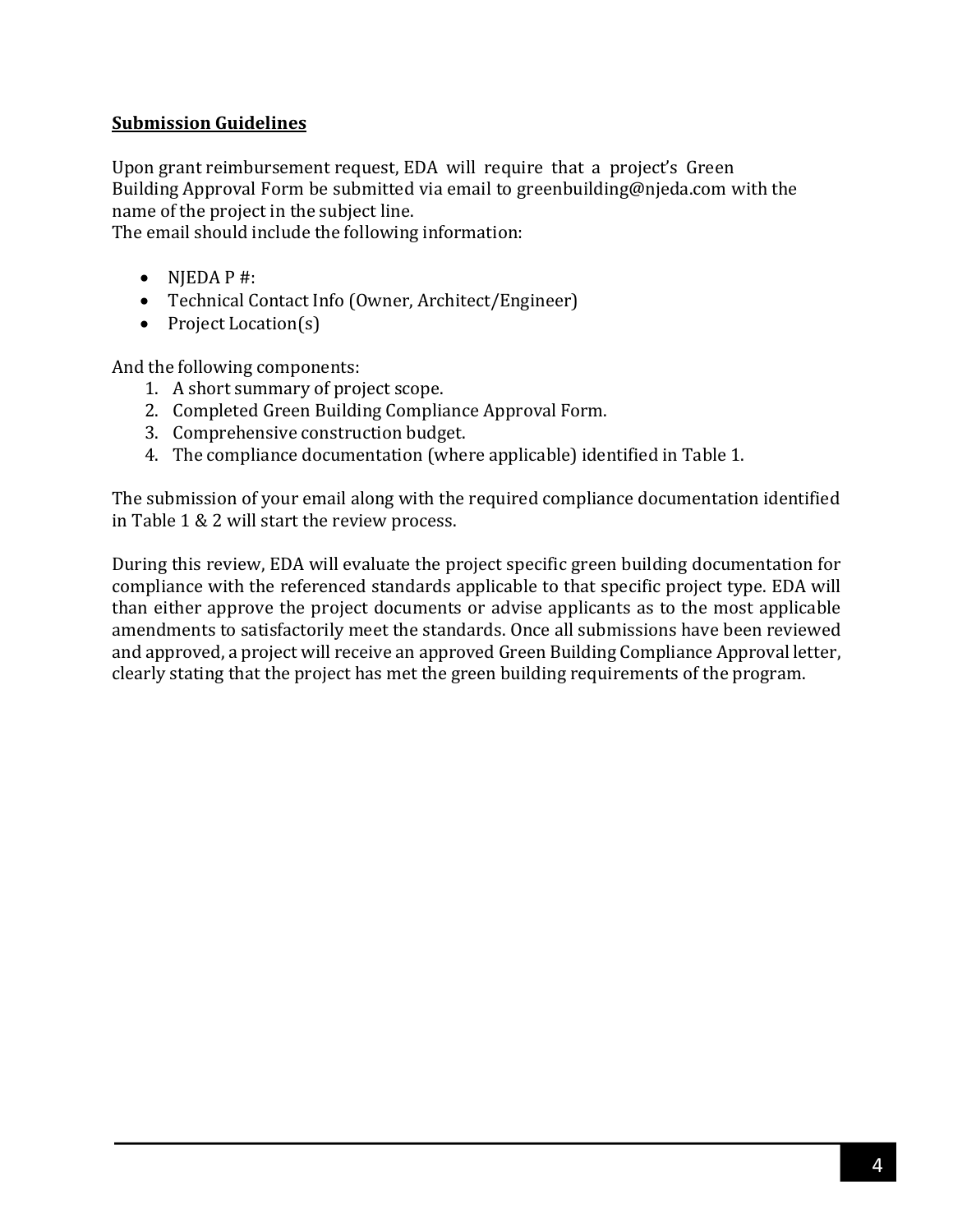## Submission Guidelines

Upon grant reimbursement request, EDA will require that a project's Green Building Approval Form be submitted via email to greenbuilding@njeda.com with the name of the project in the subject line.
The email should include the following information:

- NJEDA P #:
- Technical Contact Info (Owner, Architect/Engineer)
- Project Location(s)

And the following components:

1. A short summary of project scope.
2. Completed Green Building Compliance Approval Form.
3. Comprehensive construction budget.
4. The compliance documentation (where applicable) identified in Table 1.

The submission of your email along with the required compliance documentation identified in Table 1 & 2 will start the review process.

During this review, EDA will evaluate the project specific green building documentation for compliance with the referenced standards applicable to that specific project type. EDA will than either approve the project documents or advise applicants as to the most applicable amendments to satisfactorily meet the standards. Once all submissions have been reviewed and approved, a project will receive an approved Green Building Compliance Approval letter, clearly stating that the project has met the green building requirements of the program.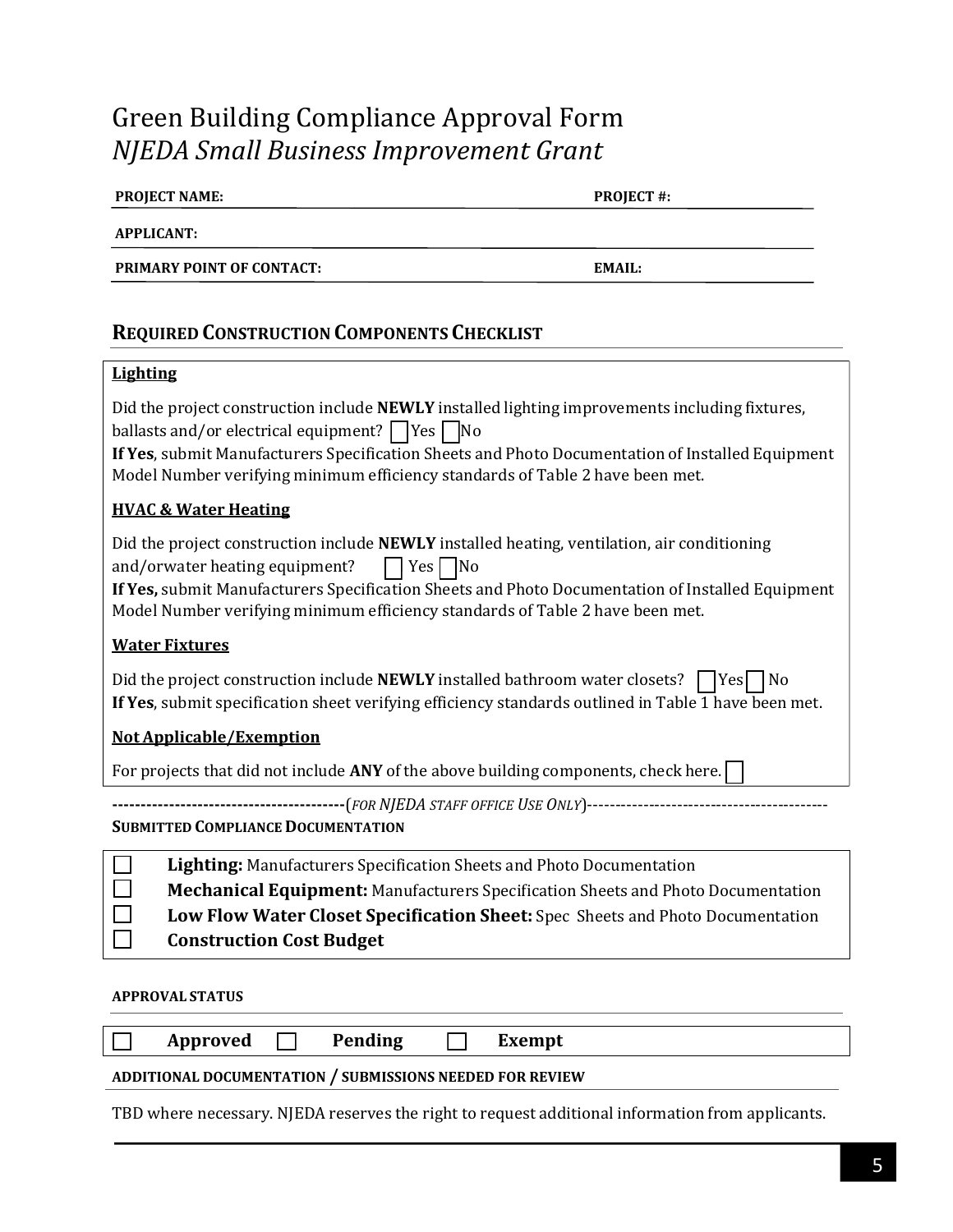# Green Building Compliance Approval Form
## *NJEDA Small Business Improvement Grant*

**PROJECT NAME:** **PROJECT #:**

**APPLICANT:**

**PRIMARY POINT OF CONTACT:** **EMAIL:**

## REQUIRED CONSTRUCTION COMPONENTS CHECKLIST

**Lighting**

Did the project construction include **NEWLY** installed lighting improvements including fixtures, ballasts and/or electrical equipment? ☐ Yes ☐ No
**If Yes**, submit Manufacturers Specification Sheets and Photo Documentation of Installed Equipment Model Number verifying minimum efficiency standards of Table 2 have been met.

**HVAC & Water Heating**

Did the project construction include **NEWLY** installed heating, ventilation, air conditioning and/orwater heating equipment? ☐ Yes ☐ No
**If Yes,** submit Manufacturers Specification Sheets and Photo Documentation of Installed Equipment Model Number verifying minimum efficiency standards of Table 2 have been met.

**Water Fixtures**

Did the project construction include **NEWLY** installed bathroom water closets? ☐ Yes ☐ No
**If Yes**, submit specification sheet verifying efficiency standards outlined in Table 1 have been met.

**Not Applicable/Exemption**

For projects that did not include **ANY** of the above building components, check here. ☐

----------------------------------------(*FOR NJEDA STAFF OFFICE USE ONLY*)------------------------------------------

**SUBMITTED COMPLIANCE DOCUMENTATION**

- ☐ **Lighting:** Manufacturers Specification Sheets and Photo Documentation
- ☐ **Mechanical Equipment:** Manufacturers Specification Sheets and Photo Documentation
- ☐ **Low Flow Water Closet Specification Sheet:** Spec Sheets and Photo Documentation
- ☐ **Construction Cost Budget**

**APPROVAL STATUS**

☐ **Approved** ☐ **Pending** ☐ **Exempt**

**ADDITIONAL DOCUMENTATION / SUBMISSIONS NEEDED FOR REVIEW**

TBD where necessary. NJEDA reserves the right to request additional information from applicants.